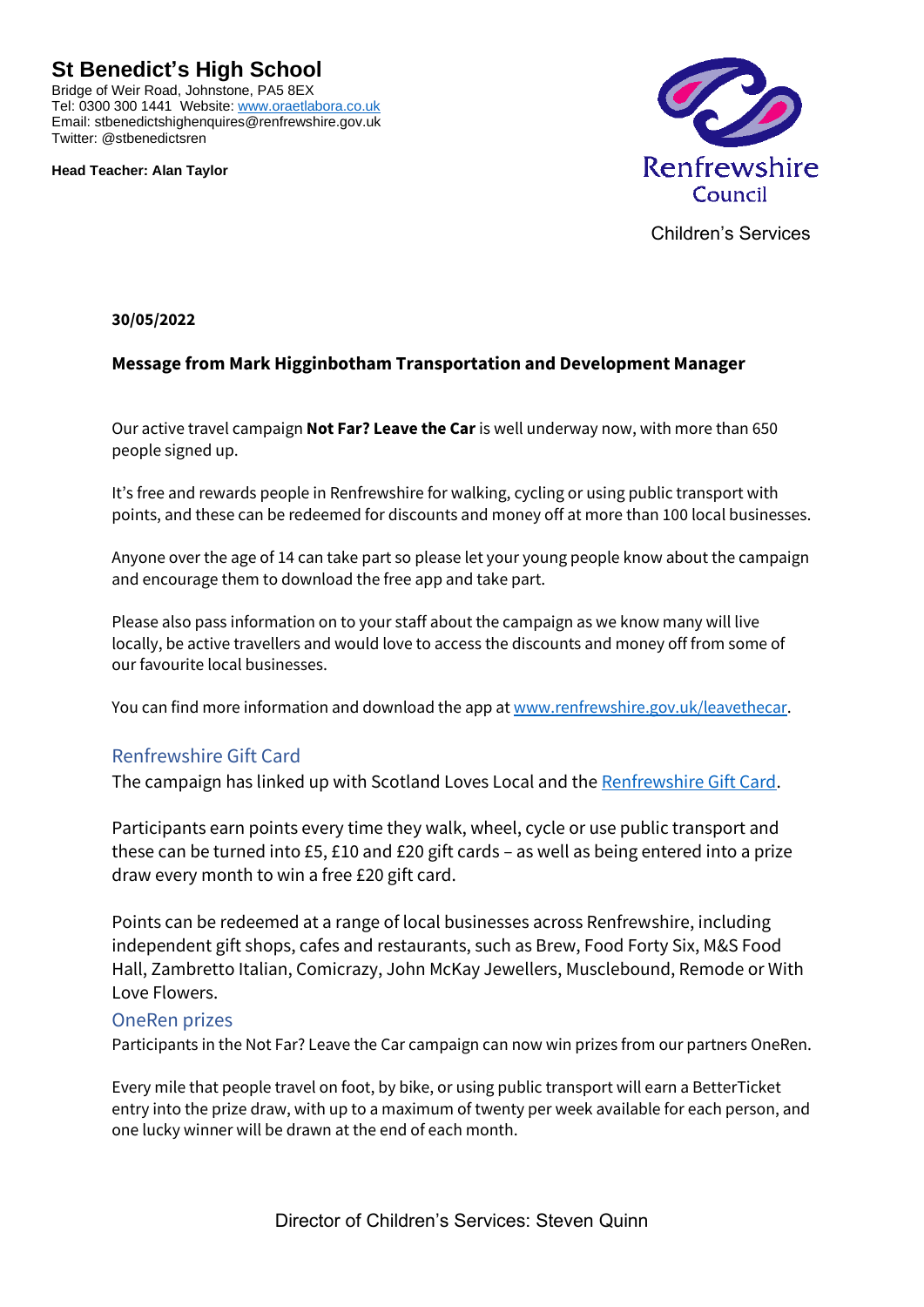# St Benedict's High School

Bridge of Weir Road, Johnstone, PA5 8EX
Tel: 0300 300 1441 Website: [www.oraetlabora.co.uk](http://www.oraetlabora.co.uk)
Email: stbenedictshighenquires@renfrewshire.gov.uk
Twitter: @stbenedictsren

**Head Teacher: Alan Taylor**

Renfrewshire Council

Children's Services

**30/05/2022**

**Message from Mark Higginbotham Transportation and Development Manager**

Our active travel campaign **Not Far? Leave the Car** is well underway now, with more than 650 people signed up.

It's free and rewards people in Renfrewshire for walking, cycling or using public transport with points, and these can be redeemed for discounts and money off at more than 100 local businesses.

Anyone over the age of 14 can take part so please let your young people know about the campaign and encourage them to download the free app and take part.

Please also pass information on to your staff about the campaign as we know many will live locally, be active travellers and would love to access the discounts and money off from some of our favourite local businesses.

You can find more information and download the app at [www.renfrewshire.gov.uk/leavethecar](http://www.renfrewshire.gov.uk/leavethecar).

## Renfrewshire Gift Card

The campaign has linked up with Scotland Loves Local and the Renfrewshire Gift Card.

Participants earn points every time they walk, wheel, cycle or use public transport and these can be turned into £5, £10 and £20 gift cards – as well as being entered into a prize draw every month to win a free £20 gift card.

Points can be redeemed at a range of local businesses across Renfrewshire, including independent gift shops, cafes and restaurants, such as Brew, Food Forty Six, M&S Food Hall, Zambretto Italian, Comicrazy, John McKay Jewellers, Musclebound, Remode or With Love Flowers.

## OneRen prizes

Participants in the Not Far? Leave the Car campaign can now win prizes from our partners OneRen.

Every mile that people travel on foot, by bike, or using public transport will earn a BetterTicket entry into the prize draw, with up to a maximum of twenty per week available for each person, and one lucky winner will be drawn at the end of each month.

Director of Children's Services: Steven Quinn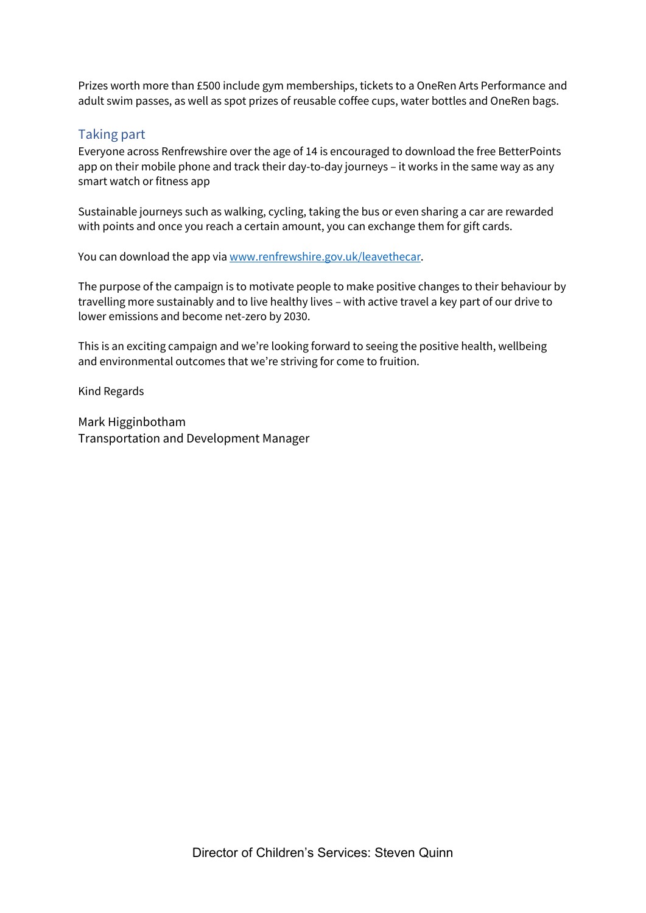Prizes worth more than £500 include gym memberships, tickets to a OneRen Arts Performance and adult swim passes, as well as spot prizes of reusable coffee cups, water bottles and OneRen bags.

## Taking part

Everyone across Renfrewshire over the age of 14 is encouraged to download the free BetterPoints app on their mobile phone and track their day-to-day journeys – it works in the same way as any smart watch or fitness app

Sustainable journeys such as walking, cycling, taking the bus or even sharing a car are rewarded with points and once you reach a certain amount, you can exchange them for gift cards.

You can download the app via [www.renfrewshire.gov.uk/leavethecar](http://www.renfrewshire.gov.uk/leavethecar).

The purpose of the campaign is to motivate people to make positive changes to their behaviour by travelling more sustainably and to live healthy lives – with active travel a key part of our drive to lower emissions and become net-zero by 2030.

This is an exciting campaign and we're looking forward to seeing the positive health, wellbeing and environmental outcomes that we're striving for come to fruition.

Kind Regards

Mark Higginbotham
Transportation and Development Manager